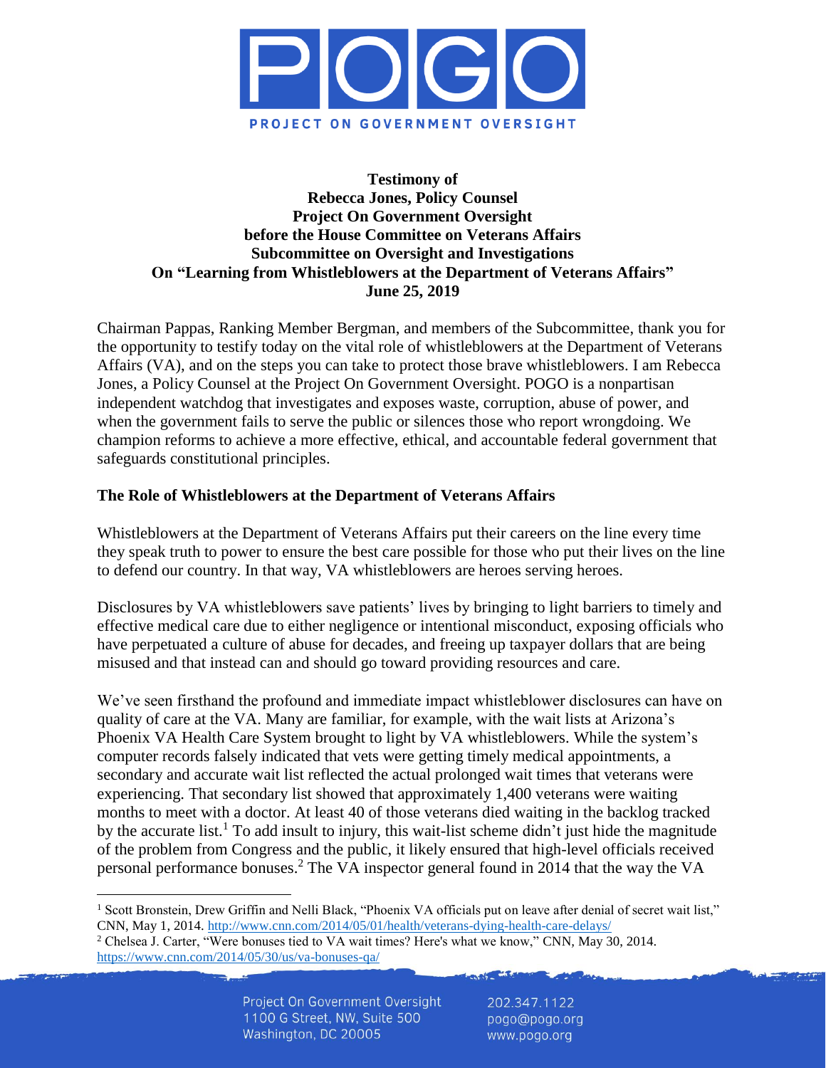POGO

PROJECT ON GOVERNMENT OVERSIGHT

**Testimony of**
**Rebecca Jones, Policy Counsel**
**Project On Government Oversight**
**before the House Committee on Veterans Affairs**
**Subcommittee on Oversight and Investigations**
**On "Learning from Whistleblowers at the Department of Veterans Affairs"**
**June 25, 2019**

Chairman Pappas, Ranking Member Bergman, and members of the Subcommittee, thank you for the opportunity to testify today on the vital role of whistleblowers at the Department of Veterans Affairs (VA), and on the steps you can take to protect those brave whistleblowers. I am Rebecca Jones, a Policy Counsel at the Project On Government Oversight. POGO is a nonpartisan independent watchdog that investigates and exposes waste, corruption, abuse of power, and when the government fails to serve the public or silences those who report wrongdoing. We champion reforms to achieve a more effective, ethical, and accountable federal government that safeguards constitutional principles.

## The Role of Whistleblowers at the Department of Veterans Affairs

Whistleblowers at the Department of Veterans Affairs put their careers on the line every time they speak truth to power to ensure the best care possible for those who put their lives on the line to defend our country. In that way, VA whistleblowers are heroes serving heroes.

Disclosures by VA whistleblowers save patients' lives by bringing to light barriers to timely and effective medical care due to either negligence or intentional misconduct, exposing officials who have perpetuated a culture of abuse for decades, and freeing up taxpayer dollars that are being misused and that instead can and should go toward providing resources and care.

We've seen firsthand the profound and immediate impact whistleblower disclosures can have on quality of care at the VA. Many are familiar, for example, with the wait lists at Arizona's Phoenix VA Health Care System brought to light by VA whistleblowers. While the system's computer records falsely indicated that vets were getting timely medical appointments, a secondary and accurate wait list reflected the actual prolonged wait times that veterans were experiencing. That secondary list showed that approximately 1,400 veterans were waiting months to meet with a doctor. At least 40 of those veterans died waiting in the backlog tracked by the accurate list.[1] To add insult to injury, this wait-list scheme didn't just hide the magnitude of the problem from Congress and the public, it likely ensured that high-level officials received personal performance bonuses.[2] The VA inspector general found in 2014 that the way the VA

---

[1] Scott Bronstein, Drew Griffin and Nelli Black, "Phoenix VA officials put on leave after denial of secret wait list," CNN, May 1, 2014. http://www.cnn.com/2014/05/01/health/veterans-dying-health-care-delays/

[2] Chelsea J. Carter, "Were bonuses tied to VA wait times? Here's what we know," CNN, May 30, 2014. https://www.cnn.com/2014/05/30/us/va-bonuses-qa/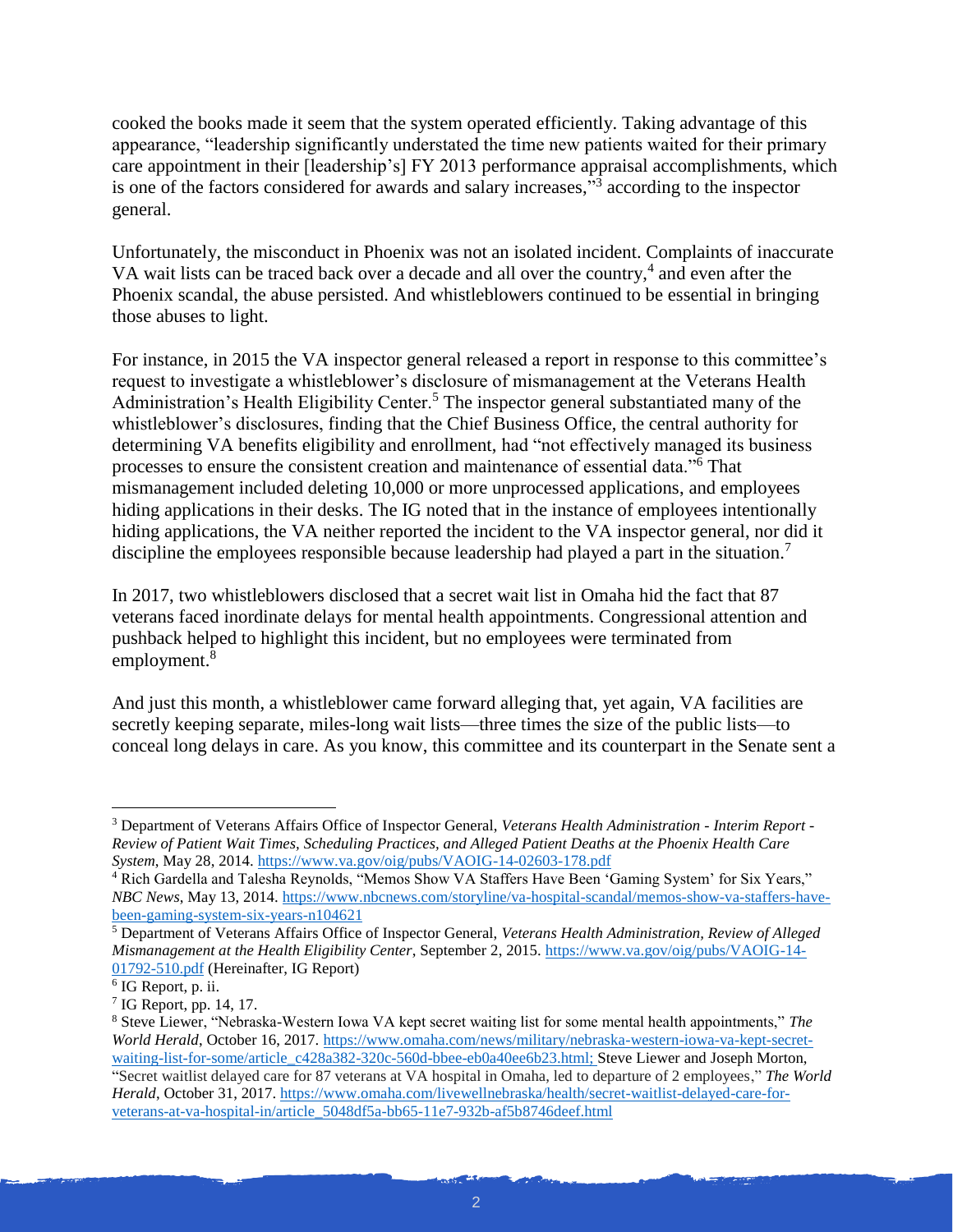cooked the books made it seem that the system operated efficiently. Taking advantage of this appearance, "leadership significantly understated the time new patients waited for their primary care appointment in their [leadership's] FY 2013 performance appraisal accomplishments, which is one of the factors considered for awards and salary increases,"[3] according to the inspector general.

Unfortunately, the misconduct in Phoenix was not an isolated incident. Complaints of inaccurate VA wait lists can be traced back over a decade and all over the country,[4] and even after the Phoenix scandal, the abuse persisted. And whistleblowers continued to be essential in bringing those abuses to light.

For instance, in 2015 the VA inspector general released a report in response to this committee's request to investigate a whistleblower's disclosure of mismanagement at the Veterans Health Administration's Health Eligibility Center.[5] The inspector general substantiated many of the whistleblower's disclosures, finding that the Chief Business Office, the central authority for determining VA benefits eligibility and enrollment, had "not effectively managed its business processes to ensure the consistent creation and maintenance of essential data."[6] That mismanagement included deleting 10,000 or more unprocessed applications, and employees hiding applications in their desks. The IG noted that in the instance of employees intentionally hiding applications, the VA neither reported the incident to the VA inspector general, nor did it discipline the employees responsible because leadership had played a part in the situation.[7]

In 2017, two whistleblowers disclosed that a secret wait list in Omaha hid the fact that 87 veterans faced inordinate delays for mental health appointments. Congressional attention and pushback helped to highlight this incident, but no employees were terminated from employment.[8]

And just this month, a whistleblower came forward alleging that, yet again, VA facilities are secretly keeping separate, miles-long wait lists—three times the size of the public lists—to conceal long delays in care. As you know, this committee and its counterpart in the Senate sent a

---

[3] Department of Veterans Affairs Office of Inspector General, *Veterans Health Administration - Interim Report - Review of Patient Wait Times, Scheduling Practices, and Alleged Patient Deaths at the Phoenix Health Care System*, May 28, 2014. https://www.va.gov/oig/pubs/VAOIG-14-02603-178.pdf

[4] Rich Gardella and Talesha Reynolds, "Memos Show VA Staffers Have Been 'Gaming System' for Six Years," *NBC News*, May 13, 2014. https://www.nbcnews.com/storyline/va-hospital-scandal/memos-show-va-staffers-have-been-gaming-system-six-years-n104621

[5] Department of Veterans Affairs Office of Inspector General, *Veterans Health Administration, Review of Alleged Mismanagement at the Health Eligibility Center*, September 2, 2015. https://www.va.gov/oig/pubs/VAOIG-14-01792-510.pdf (Hereinafter, IG Report)

[6] IG Report, p. ii.

[7] IG Report, pp. 14, 17.

[8] Steve Liewer, "Nebraska-Western Iowa VA kept secret waiting list for some mental health appointments," *The World Herald*, October 16, 2017. https://www.omaha.com/news/military/nebraska-western-iowa-va-kept-secret-waiting-list-for-some/article_c428a382-320c-560d-bbee-eb0a40ee6b23.html; Steve Liewer and Joseph Morton, "Secret waitlist delayed care for 87 veterans at VA hospital in Omaha, led to departure of 2 employees," *The World Herald*, October 31, 2017. https://www.omaha.com/livewellnebraska/health/secret-waitlist-delayed-care-for-veterans-at-va-hospital-in/article_5048df5a-bb65-11e7-932b-af5b8746deef.html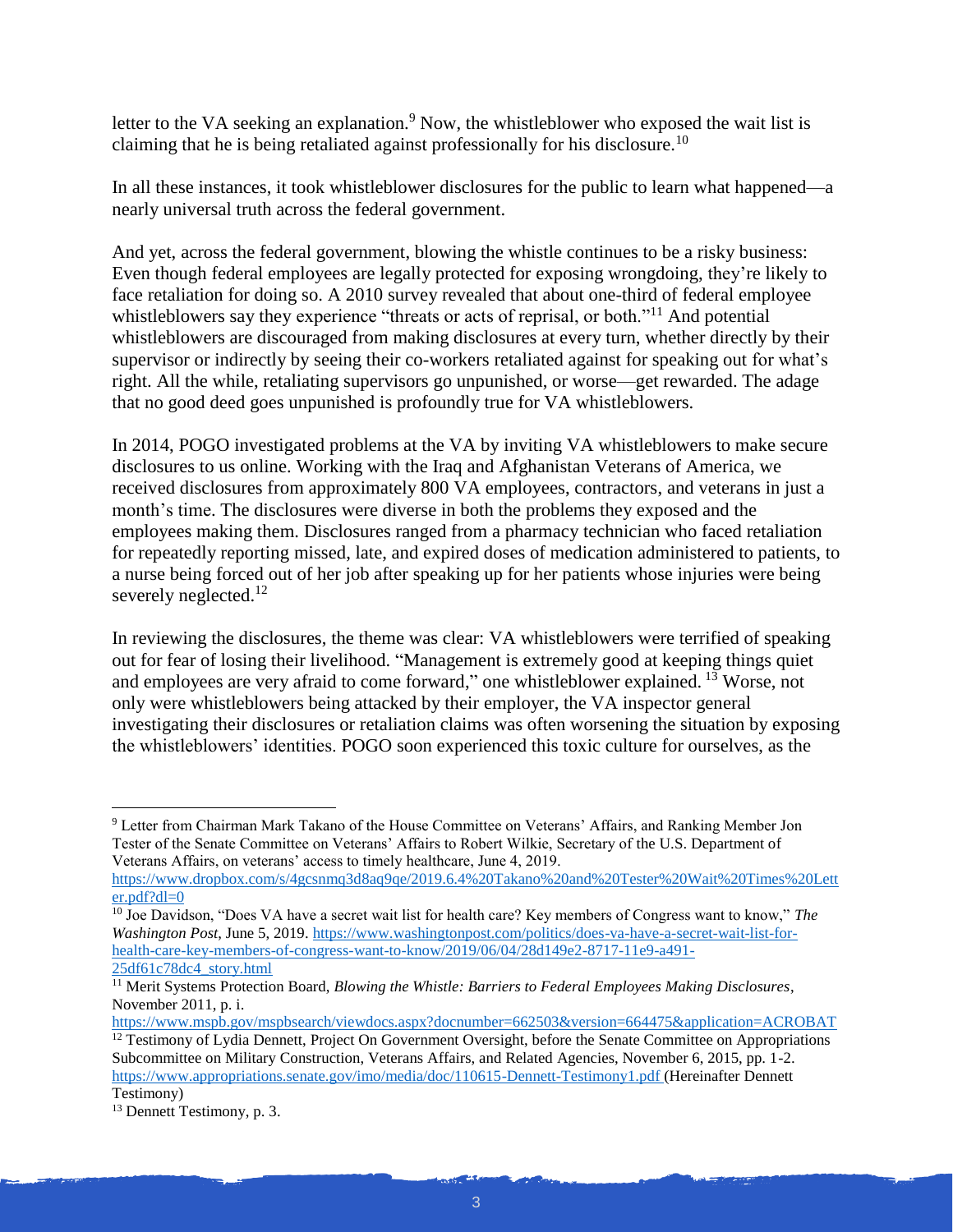letter to the VA seeking an explanation.[9] Now, the whistleblower who exposed the wait list is claiming that he is being retaliated against professionally for his disclosure.[10]

In all these instances, it took whistleblower disclosures for the public to learn what happened—a nearly universal truth across the federal government.

And yet, across the federal government, blowing the whistle continues to be a risky business: Even though federal employees are legally protected for exposing wrongdoing, they're likely to face retaliation for doing so. A 2010 survey revealed that about one-third of federal employee whistleblowers say they experience "threats or acts of reprisal, or both."[11] And potential whistleblowers are discouraged from making disclosures at every turn, whether directly by their supervisor or indirectly by seeing their co-workers retaliated against for speaking out for what's right. All the while, retaliating supervisors go unpunished, or worse—get rewarded. The adage that no good deed goes unpunished is profoundly true for VA whistleblowers.

In 2014, POGO investigated problems at the VA by inviting VA whistleblowers to make secure disclosures to us online. Working with the Iraq and Afghanistan Veterans of America, we received disclosures from approximately 800 VA employees, contractors, and veterans in just a month's time. The disclosures were diverse in both the problems they exposed and the employees making them. Disclosures ranged from a pharmacy technician who faced retaliation for repeatedly reporting missed, late, and expired doses of medication administered to patients, to a nurse being forced out of her job after speaking up for her patients whose injuries were being severely neglected.[12]

In reviewing the disclosures, the theme was clear: VA whistleblowers were terrified of speaking out for fear of losing their livelihood. "Management is extremely good at keeping things quiet and employees are very afraid to come forward," one whistleblower explained.[13] Worse, not only were whistleblowers being attacked by their employer, the VA inspector general investigating their disclosures or retaliation claims was often worsening the situation by exposing the whistleblowers' identities. POGO soon experienced this toxic culture for ourselves, as the

---

[9] Letter from Chairman Mark Takano of the House Committee on Veterans' Affairs, and Ranking Member Jon Tester of the Senate Committee on Veterans' Affairs to Robert Wilkie, Secretary of the U.S. Department of Veterans Affairs, on veterans' access to timely healthcare, June 4, 2019. https://www.dropbox.com/s/4gcsnmq3d8aq9qe/2019.6.4%20Takano%20and%20Tester%20Wait%20Times%20Letter.pdf?dl=0

[10] Joe Davidson, "Does VA have a secret wait list for health care? Key members of Congress want to know," *The Washington Post*, June 5, 2019. https://www.washingtonpost.com/politics/does-va-have-a-secret-wait-list-for-health-care-key-members-of-congress-want-to-know/2019/06/04/28d149e2-8717-11e9-a491-25df61c78dc4_story.html

[11] Merit Systems Protection Board, *Blowing the Whistle: Barriers to Federal Employees Making Disclosures*, November 2011, p. i. https://www.mspb.gov/mspbsearch/viewdocs.aspx?docnumber=662503&version=664475&application=ACROBAT

[12] Testimony of Lydia Dennett, Project On Government Oversight, before the Senate Committee on Appropriations Subcommittee on Military Construction, Veterans Affairs, and Related Agencies, November 6, 2015, pp. 1-2. https://www.appropriations.senate.gov/imo/media/doc/110615-Dennett-Testimony1.pdf (Hereinafter Dennett Testimony)

[13] Dennett Testimony, p. 3.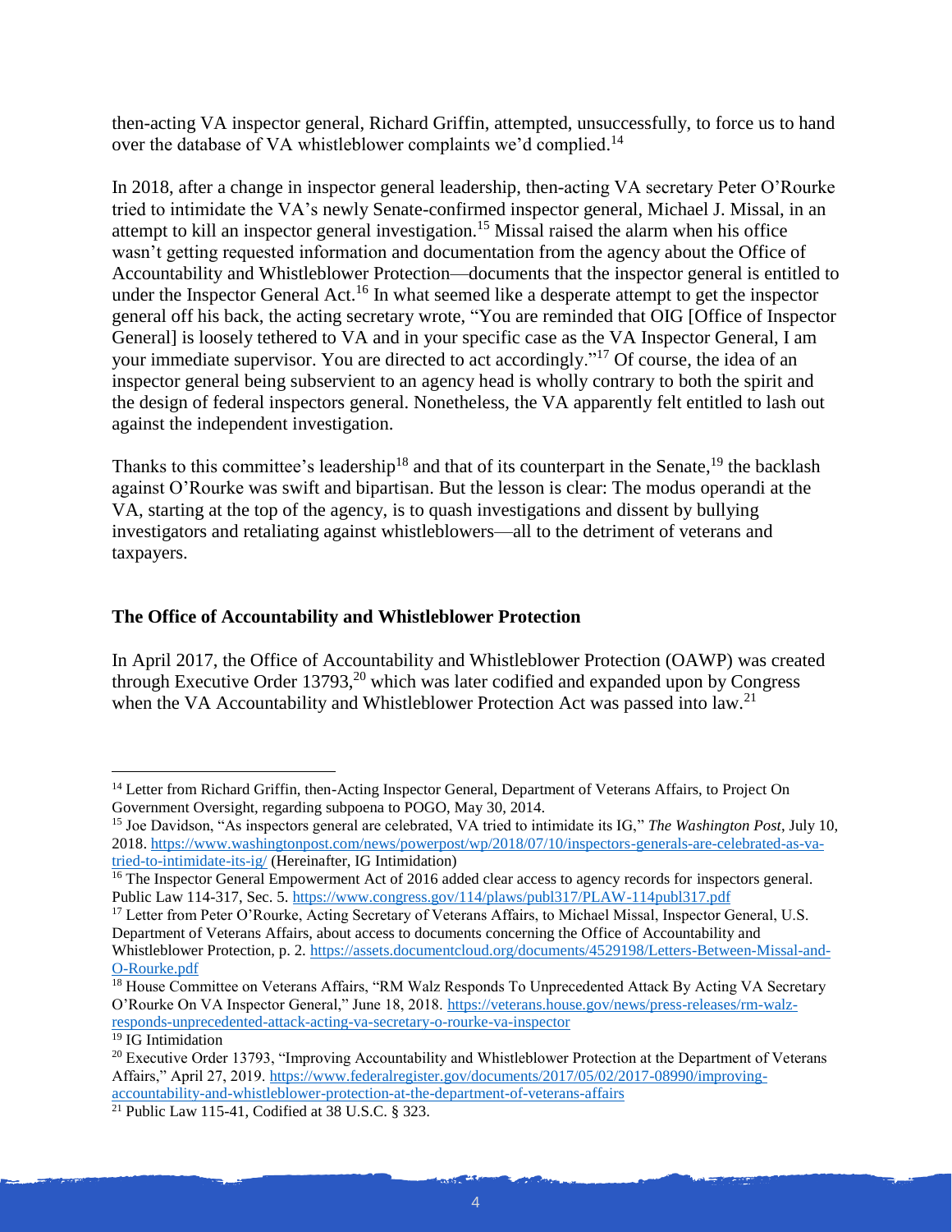then-acting VA inspector general, Richard Griffin, attempted, unsuccessfully, to force us to hand over the database of VA whistleblower complaints we'd complied.[14]

In 2018, after a change in inspector general leadership, then-acting VA secretary Peter O'Rourke tried to intimidate the VA's newly Senate-confirmed inspector general, Michael J. Missal, in an attempt to kill an inspector general investigation.[15] Missal raised the alarm when his office wasn't getting requested information and documentation from the agency about the Office of Accountability and Whistleblower Protection—documents that the inspector general is entitled to under the Inspector General Act.[16] In what seemed like a desperate attempt to get the inspector general off his back, the acting secretary wrote, "You are reminded that OIG [Office of Inspector General] is loosely tethered to VA and in your specific case as the VA Inspector General, I am your immediate supervisor. You are directed to act accordingly."[17] Of course, the idea of an inspector general being subservient to an agency head is wholly contrary to both the spirit and the design of federal inspectors general. Nonetheless, the VA apparently felt entitled to lash out against the independent investigation.

Thanks to this committee's leadership[18] and that of its counterpart in the Senate,[19] the backlash against O'Rourke was swift and bipartisan. But the lesson is clear: The modus operandi at the VA, starting at the top of the agency, is to quash investigations and dissent by bullying investigators and retaliating against whistleblowers—all to the detriment of veterans and taxpayers.

**The Office of Accountability and Whistleblower Protection**

In April 2017, the Office of Accountability and Whistleblower Protection (OAWP) was created through Executive Order 13793,[20] which was later codified and expanded upon by Congress when the VA Accountability and Whistleblower Protection Act was passed into law.[21]

---

[14] Letter from Richard Griffin, then-Acting Inspector General, Department of Veterans Affairs, to Project On Government Oversight, regarding subpoena to POGO, May 30, 2014.

[15] Joe Davidson, "As inspectors general are celebrated, VA tried to intimidate its IG," *The Washington Post*, July 10, 2018. https://www.washingtonpost.com/news/powerpost/wp/2018/07/10/inspectors-generals-are-celebrated-as-va-tried-to-intimidate-its-ig/ (Hereinafter, IG Intimidation)

[16] The Inspector General Empowerment Act of 2016 added clear access to agency records for inspectors general. Public Law 114-317, Sec. 5. https://www.congress.gov/114/plaws/publ317/PLAW-114publ317.pdf

[17] Letter from Peter O'Rourke, Acting Secretary of Veterans Affairs, to Michael Missal, Inspector General, U.S. Department of Veterans Affairs, about access to documents concerning the Office of Accountability and Whistleblower Protection, p. 2. https://assets.documentcloud.org/documents/4529198/Letters-Between-Missal-and-O-Rourke.pdf

[18] House Committee on Veterans Affairs, "RM Walz Responds To Unprecedented Attack By Acting VA Secretary O'Rourke On VA Inspector General," June 18, 2018. https://veterans.house.gov/news/press-releases/rm-walz-responds-unprecedented-attack-acting-va-secretary-o-rourke-va-inspector

[19] IG Intimidation

[20] Executive Order 13793, "Improving Accountability and Whistleblower Protection at the Department of Veterans Affairs," April 27, 2019. https://www.federalregister.gov/documents/2017/05/02/2017-08990/improving-accountability-and-whistleblower-protection-at-the-department-of-veterans-affairs

[21] Public Law 115-41, Codified at 38 U.S.C. § 323.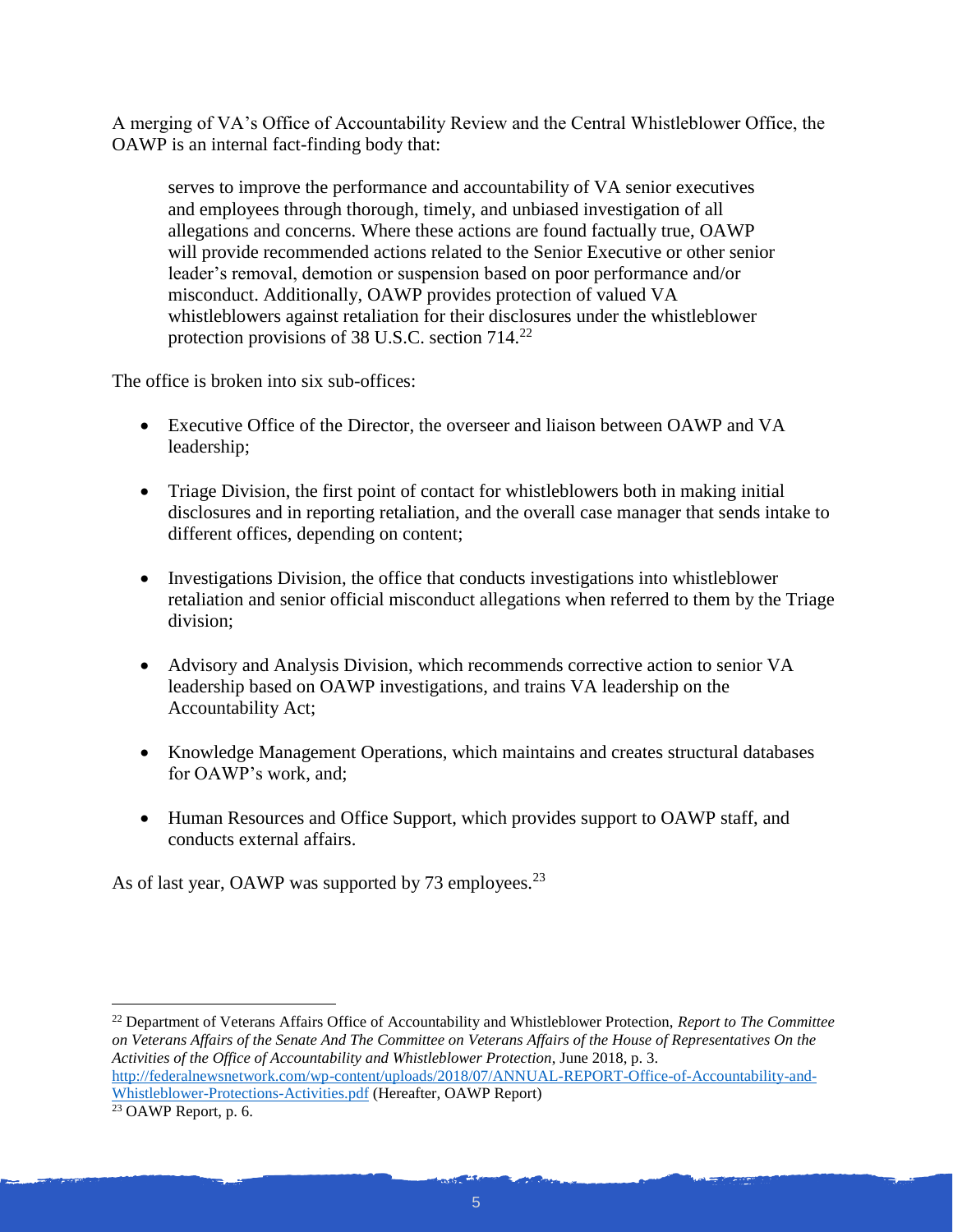A merging of VA's Office of Accountability Review and the Central Whistleblower Office, the OAWP is an internal fact-finding body that:

> serves to improve the performance and accountability of VA senior executives and employees through thorough, timely, and unbiased investigation of all allegations and concerns. Where these actions are found factually true, OAWP will provide recommended actions related to the Senior Executive or other senior leader's removal, demotion or suspension based on poor performance and/or misconduct. Additionally, OAWP provides protection of valued VA whistleblowers against retaliation for their disclosures under the whistleblower protection provisions of 38 U.S.C. section 714.[22]

The office is broken into six sub-offices:

- Executive Office of the Director, the overseer and liaison between OAWP and VA leadership;
- Triage Division, the first point of contact for whistleblowers both in making initial disclosures and in reporting retaliation, and the overall case manager that sends intake to different offices, depending on content;
- Investigations Division, the office that conducts investigations into whistleblower retaliation and senior official misconduct allegations when referred to them by the Triage division;
- Advisory and Analysis Division, which recommends corrective action to senior VA leadership based on OAWP investigations, and trains VA leadership on the Accountability Act;
- Knowledge Management Operations, which maintains and creates structural databases for OAWP's work, and;
- Human Resources and Office Support, which provides support to OAWP staff, and conducts external affairs.

As of last year, OAWP was supported by 73 employees.[23]

---

[22] Department of Veterans Affairs Office of Accountability and Whistleblower Protection, *Report to The Committee on Veterans Affairs of the Senate And The Committee on Veterans Affairs of the House of Representatives On the Activities of the Office of Accountability and Whistleblower Protection*, June 2018, p. 3. http://federalnewsnetwork.com/wp-content/uploads/2018/07/ANNUAL-REPORT-Office-of-Accountability-and-Whistleblower-Protections-Activities.pdf (Hereafter, OAWP Report)

[23] OAWP Report, p. 6.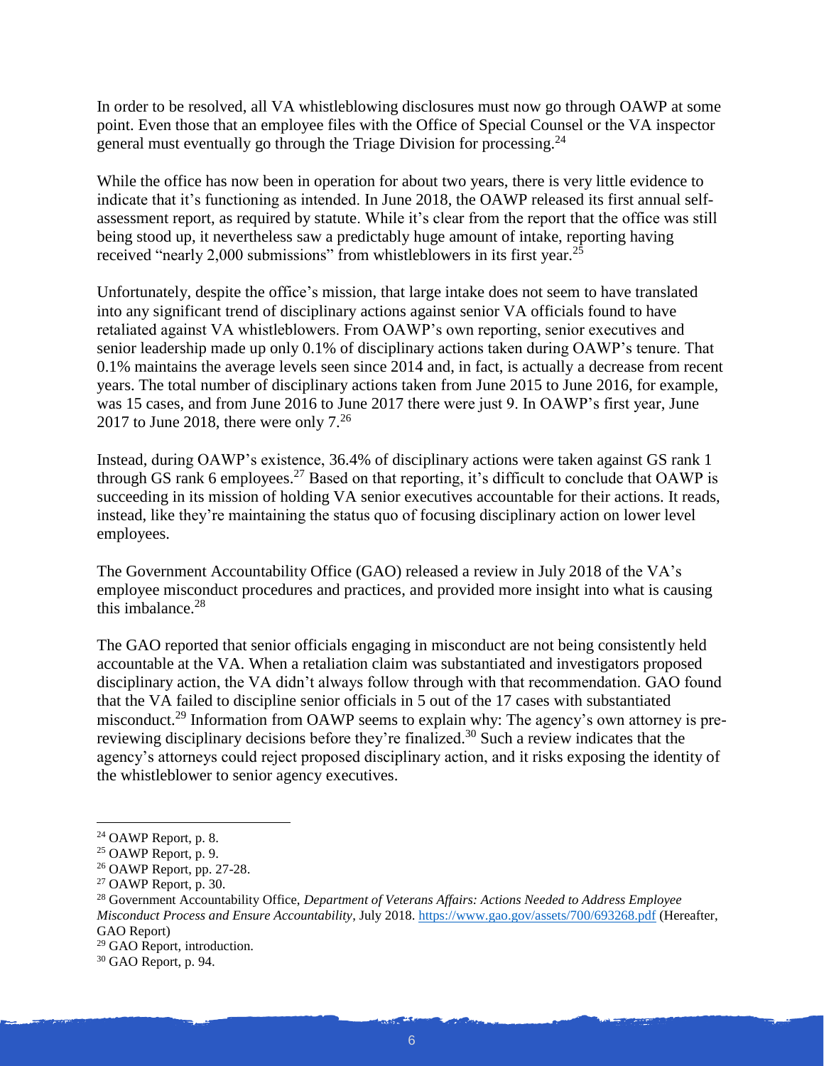In order to be resolved, all VA whistleblowing disclosures must now go through OAWP at some point. Even those that an employee files with the Office of Special Counsel or the VA inspector general must eventually go through the Triage Division for processing.[24]

While the office has now been in operation for about two years, there is very little evidence to indicate that it's functioning as intended. In June 2018, the OAWP released its first annual self-assessment report, as required by statute. While it's clear from the report that the office was still being stood up, it nevertheless saw a predictably huge amount of intake, reporting having received "nearly 2,000 submissions" from whistleblowers in its first year.[25]

Unfortunately, despite the office's mission, that large intake does not seem to have translated into any significant trend of disciplinary actions against senior VA officials found to have retaliated against VA whistleblowers. From OAWP's own reporting, senior executives and senior leadership made up only 0.1% of disciplinary actions taken during OAWP's tenure. That 0.1% maintains the average levels seen since 2014 and, in fact, is actually a decrease from recent years. The total number of disciplinary actions taken from June 2015 to June 2016, for example, was 15 cases, and from June 2016 to June 2017 there were just 9. In OAWP's first year, June 2017 to June 2018, there were only 7.[26]

Instead, during OAWP's existence, 36.4% of disciplinary actions were taken against GS rank 1 through GS rank 6 employees.[27] Based on that reporting, it's difficult to conclude that OAWP is succeeding in its mission of holding VA senior executives accountable for their actions. It reads, instead, like they're maintaining the status quo of focusing disciplinary action on lower level employees.

The Government Accountability Office (GAO) released a review in July 2018 of the VA's employee misconduct procedures and practices, and provided more insight into what is causing this imbalance.[28]

The GAO reported that senior officials engaging in misconduct are not being consistently held accountable at the VA. When a retaliation claim was substantiated and investigators proposed disciplinary action, the VA didn't always follow through with that recommendation. GAO found that the VA failed to discipline senior officials in 5 out of the 17 cases with substantiated misconduct.[29] Information from OAWP seems to explain why: The agency's own attorney is pre-reviewing disciplinary decisions before they're finalized.[30] Such a review indicates that the agency's attorneys could reject proposed disciplinary action, and it risks exposing the identity of the whistleblower to senior agency executives.

---

[24] OAWP Report, p. 8.

[25] OAWP Report, p. 9.

[26] OAWP Report, pp. 27-28.

[27] OAWP Report, p. 30.

[28] Government Accountability Office, *Department of Veterans Affairs: Actions Needed to Address Employee Misconduct Process and Ensure Accountability*, July 2018. https://www.gao.gov/assets/700/693268.pdf (Hereafter, GAO Report)

[29] GAO Report, introduction.

[30] GAO Report, p. 94.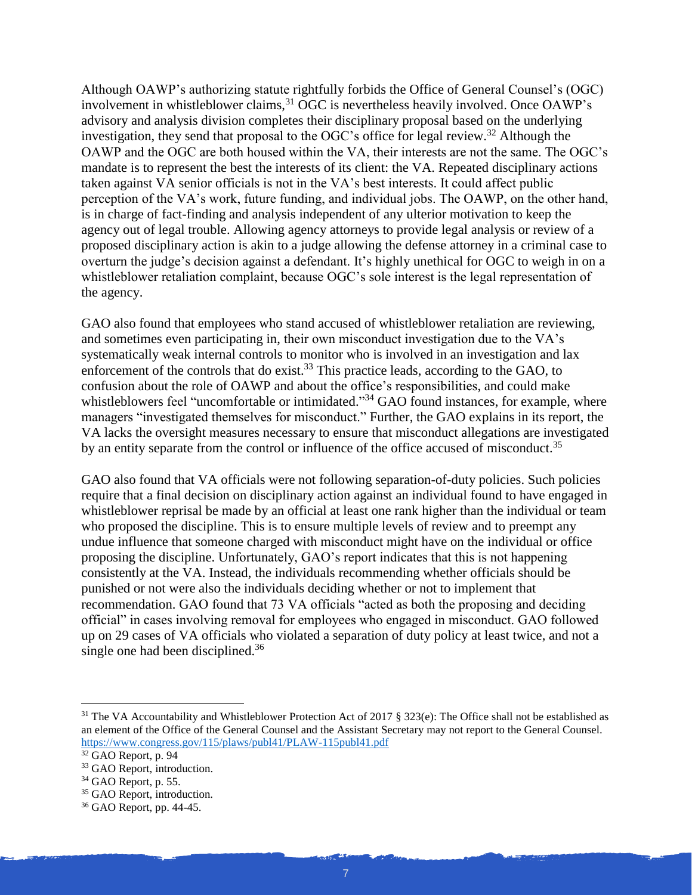Although OAWP's authorizing statute rightfully forbids the Office of General Counsel's (OGC) involvement in whistleblower claims,[31] OGC is nevertheless heavily involved. Once OAWP's advisory and analysis division completes their disciplinary proposal based on the underlying investigation, they send that proposal to the OGC's office for legal review.[32] Although the OAWP and the OGC are both housed within the VA, their interests are not the same. The OGC's mandate is to represent the best the interests of its client: the VA. Repeated disciplinary actions taken against VA senior officials is not in the VA's best interests. It could affect public perception of the VA's work, future funding, and individual jobs. The OAWP, on the other hand, is in charge of fact-finding and analysis independent of any ulterior motivation to keep the agency out of legal trouble. Allowing agency attorneys to provide legal analysis or review of a proposed disciplinary action is akin to a judge allowing the defense attorney in a criminal case to overturn the judge's decision against a defendant. It's highly unethical for OGC to weigh in on a whistleblower retaliation complaint, because OGC's sole interest is the legal representation of the agency.

GAO also found that employees who stand accused of whistleblower retaliation are reviewing, and sometimes even participating in, their own misconduct investigation due to the VA's systematically weak internal controls to monitor who is involved in an investigation and lax enforcement of the controls that do exist.[33] This practice leads, according to the GAO, to confusion about the role of OAWP and about the office's responsibilities, and could make whistleblowers feel "uncomfortable or intimidated."[34] GAO found instances, for example, where managers "investigated themselves for misconduct." Further, the GAO explains in its report, the VA lacks the oversight measures necessary to ensure that misconduct allegations are investigated by an entity separate from the control or influence of the office accused of misconduct.[35]

GAO also found that VA officials were not following separation-of-duty policies. Such policies require that a final decision on disciplinary action against an individual found to have engaged in whistleblower reprisal be made by an official at least one rank higher than the individual or team who proposed the discipline. This is to ensure multiple levels of review and to preempt any undue influence that someone charged with misconduct might have on the individual or office proposing the discipline. Unfortunately, GAO's report indicates that this is not happening consistently at the VA. Instead, the individuals recommending whether officials should be punished or not were also the individuals deciding whether or not to implement that recommendation. GAO found that 73 VA officials "acted as both the proposing and deciding official" in cases involving removal for employees who engaged in misconduct. GAO followed up on 29 cases of VA officials who violated a separation of duty policy at least twice, and not a single one had been disciplined.[36]

---

[31] The VA Accountability and Whistleblower Protection Act of 2017 § 323(e): The Office shall not be established as an element of the Office of the General Counsel and the Assistant Secretary may not report to the General Counsel. https://www.congress.gov/115/plaws/publ41/PLAW-115publ41.pdf

[32] GAO Report, p. 94

[33] GAO Report, introduction.

[34] GAO Report, p. 55.

[35] GAO Report, introduction.

[36] GAO Report, pp. 44-45.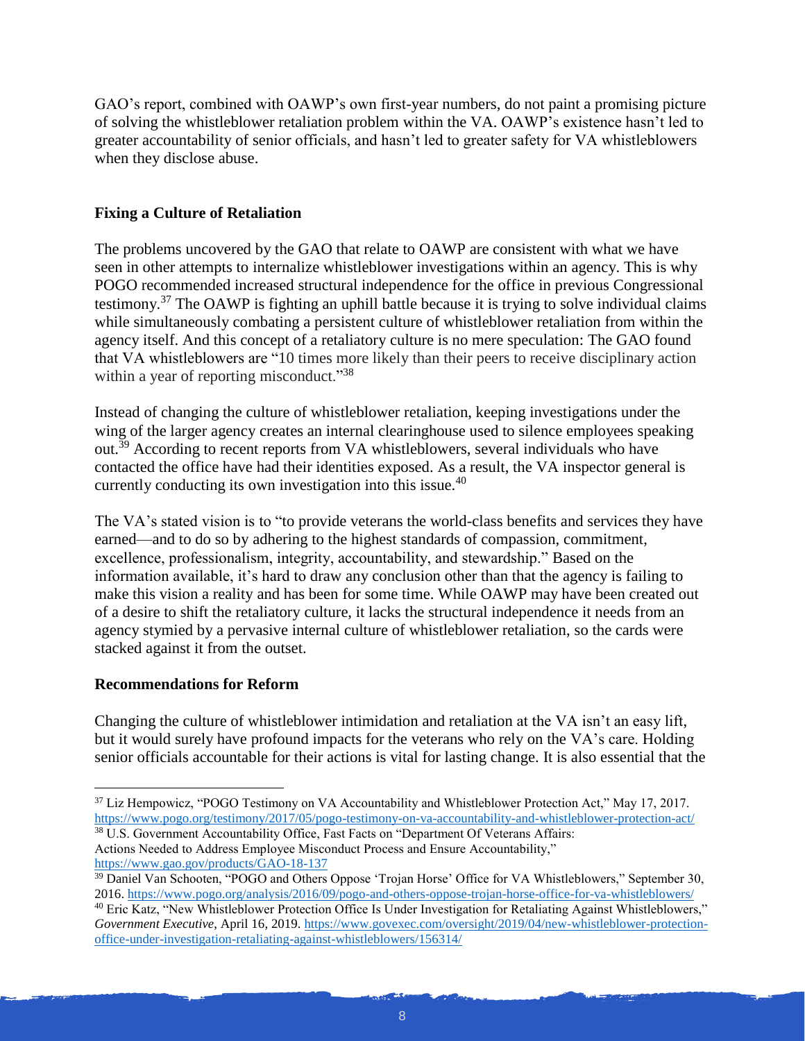GAO's report, combined with OAWP's own first-year numbers, do not paint a promising picture of solving the whistleblower retaliation problem within the VA. OAWP's existence hasn't led to greater accountability of senior officials, and hasn't led to greater safety for VA whistleblowers when they disclose abuse.

**Fixing a Culture of Retaliation**

The problems uncovered by the GAO that relate to OAWP are consistent with what we have seen in other attempts to internalize whistleblower investigations within an agency. This is why POGO recommended increased structural independence for the office in previous Congressional testimony.[37] The OAWP is fighting an uphill battle because it is trying to solve individual claims while simultaneously combating a persistent culture of whistleblower retaliation from within the agency itself. And this concept of a retaliatory culture is no mere speculation: The GAO found that VA whistleblowers are "10 times more likely than their peers to receive disciplinary action within a year of reporting misconduct."[38]

Instead of changing the culture of whistleblower retaliation, keeping investigations under the wing of the larger agency creates an internal clearinghouse used to silence employees speaking out.[39] According to recent reports from VA whistleblowers, several individuals who have contacted the office have had their identities exposed. As a result, the VA inspector general is currently conducting its own investigation into this issue.[40]

The VA's stated vision is to "to provide veterans the world-class benefits and services they have earned—and to do so by adhering to the highest standards of compassion, commitment, excellence, professionalism, integrity, accountability, and stewardship." Based on the information available, it's hard to draw any conclusion other than that the agency is failing to make this vision a reality and has been for some time. While OAWP may have been created out of a desire to shift the retaliatory culture, it lacks the structural independence it needs from an agency stymied by a pervasive internal culture of whistleblower retaliation, so the cards were stacked against it from the outset.

**Recommendations for Reform**

Changing the culture of whistleblower intimidation and retaliation at the VA isn't an easy lift, but it would surely have profound impacts for the veterans who rely on the VA's care. Holding senior officials accountable for their actions is vital for lasting change. It is also essential that the

---

[37] Liz Hempowicz, "POGO Testimony on VA Accountability and Whistleblower Protection Act," May 17, 2017. https://www.pogo.org/testimony/2017/05/pogo-testimony-on-va-accountability-and-whistleblower-protection-act/

[38] U.S. Government Accountability Office, Fast Facts on "Department Of Veterans Affairs: Actions Needed to Address Employee Misconduct Process and Ensure Accountability," https://www.gao.gov/products/GAO-18-137

[39] Daniel Van Schooten, "POGO and Others Oppose 'Trojan Horse' Office for VA Whistleblowers," September 30, 2016. https://www.pogo.org/analysis/2016/09/pogo-and-others-oppose-trojan-horse-office-for-va-whistleblowers/

[40] Eric Katz, "New Whistleblower Protection Office Is Under Investigation for Retaliating Against Whistleblowers," *Government Executive*, April 16, 2019. https://www.govexec.com/oversight/2019/04/new-whistleblower-protection-office-under-investigation-retaliating-against-whistleblowers/156314/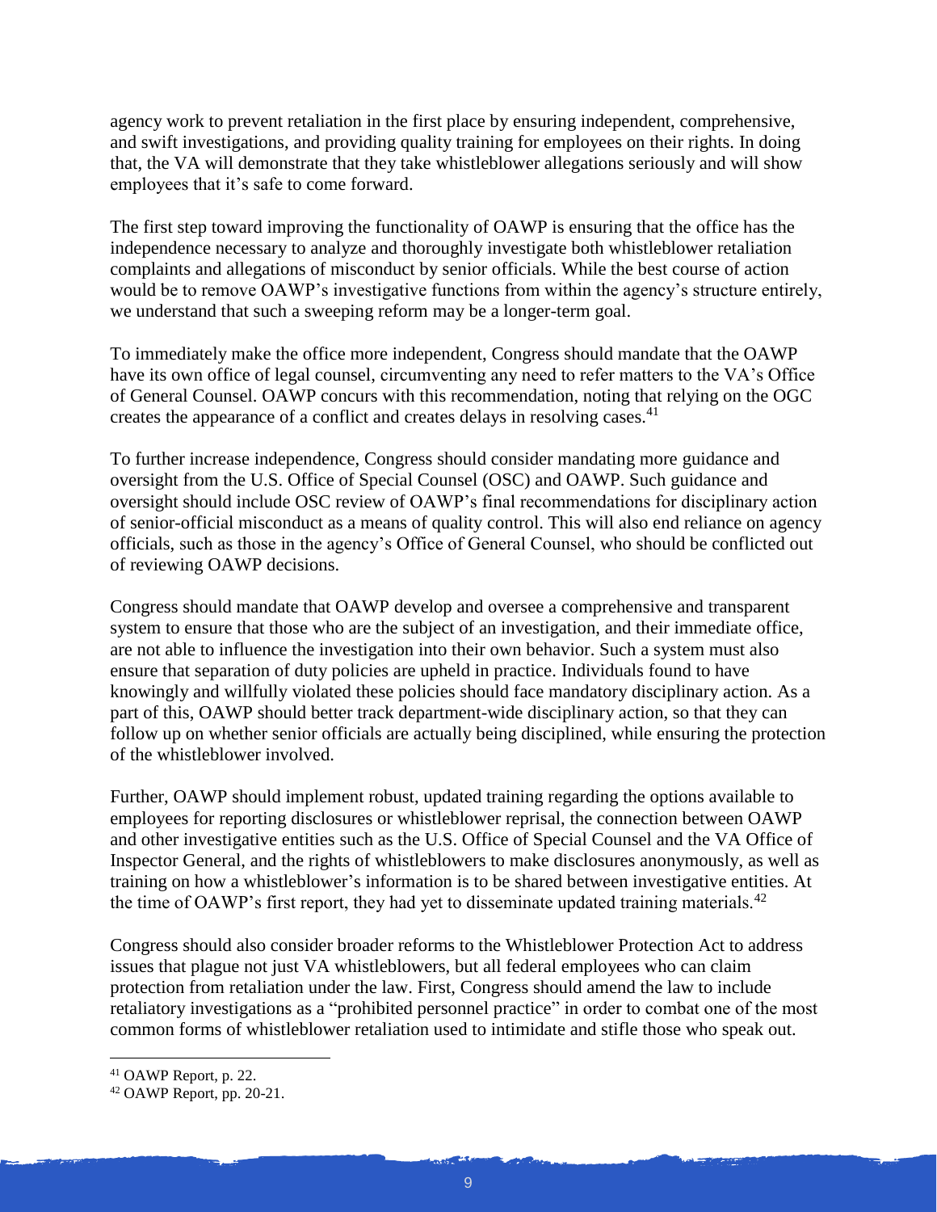agency work to prevent retaliation in the first place by ensuring independent, comprehensive, and swift investigations, and providing quality training for employees on their rights. In doing that, the VA will demonstrate that they take whistleblower allegations seriously and will show employees that it's safe to come forward.

The first step toward improving the functionality of OAWP is ensuring that the office has the independence necessary to analyze and thoroughly investigate both whistleblower retaliation complaints and allegations of misconduct by senior officials. While the best course of action would be to remove OAWP's investigative functions from within the agency's structure entirely, we understand that such a sweeping reform may be a longer-term goal.

To immediately make the office more independent, Congress should mandate that the OAWP have its own office of legal counsel, circumventing any need to refer matters to the VA's Office of General Counsel. OAWP concurs with this recommendation, noting that relying on the OGC creates the appearance of a conflict and creates delays in resolving cases.[41]

To further increase independence, Congress should consider mandating more guidance and oversight from the U.S. Office of Special Counsel (OSC) and OAWP. Such guidance and oversight should include OSC review of OAWP's final recommendations for disciplinary action of senior-official misconduct as a means of quality control. This will also end reliance on agency officials, such as those in the agency's Office of General Counsel, who should be conflicted out of reviewing OAWP decisions.

Congress should mandate that OAWP develop and oversee a comprehensive and transparent system to ensure that those who are the subject of an investigation, and their immediate office, are not able to influence the investigation into their own behavior. Such a system must also ensure that separation of duty policies are upheld in practice. Individuals found to have knowingly and willfully violated these policies should face mandatory disciplinary action. As a part of this, OAWP should better track department-wide disciplinary action, so that they can follow up on whether senior officials are actually being disciplined, while ensuring the protection of the whistleblower involved.

Further, OAWP should implement robust, updated training regarding the options available to employees for reporting disclosures or whistleblower reprisal, the connection between OAWP and other investigative entities such as the U.S. Office of Special Counsel and the VA Office of Inspector General, and the rights of whistleblowers to make disclosures anonymously, as well as training on how a whistleblower's information is to be shared between investigative entities. At the time of OAWP's first report, they had yet to disseminate updated training materials.[42]

Congress should also consider broader reforms to the Whistleblower Protection Act to address issues that plague not just VA whistleblowers, but all federal employees who can claim protection from retaliation under the law. First, Congress should amend the law to include retaliatory investigations as a "prohibited personnel practice" in order to combat one of the most common forms of whistleblower retaliation used to intimidate and stifle those who speak out.

---

[41] OAWP Report, p. 22.

[42] OAWP Report, pp. 20-21.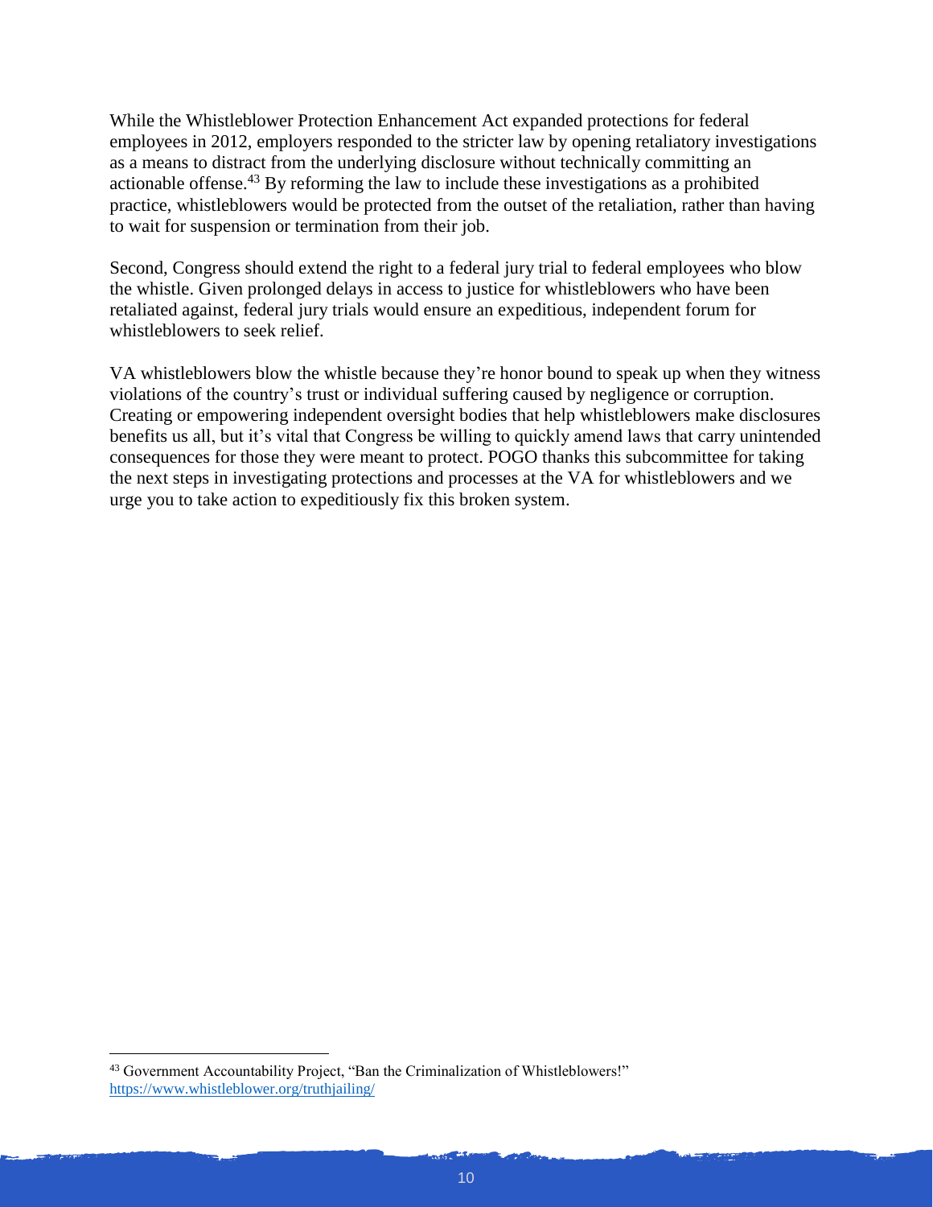While the Whistleblower Protection Enhancement Act expanded protections for federal employees in 2012, employers responded to the stricter law by opening retaliatory investigations as a means to distract from the underlying disclosure without technically committing an actionable offense.[43] By reforming the law to include these investigations as a prohibited practice, whistleblowers would be protected from the outset of the retaliation, rather than having to wait for suspension or termination from their job.

Second, Congress should extend the right to a federal jury trial to federal employees who blow the whistle. Given prolonged delays in access to justice for whistleblowers who have been retaliated against, federal jury trials would ensure an expeditious, independent forum for whistleblowers to seek relief.

VA whistleblowers blow the whistle because they're honor bound to speak up when they witness violations of the country's trust or individual suffering caused by negligence or corruption. Creating or empowering independent oversight bodies that help whistleblowers make disclosures benefits us all, but it's vital that Congress be willing to quickly amend laws that carry unintended consequences for those they were meant to protect. POGO thanks this subcommittee for taking the next steps in investigating protections and processes at the VA for whistleblowers and we urge you to take action to expeditiously fix this broken system.

---

[43] Government Accountability Project, "Ban the Criminalization of Whistleblowers!" https://www.whistleblower.org/truthjailing/